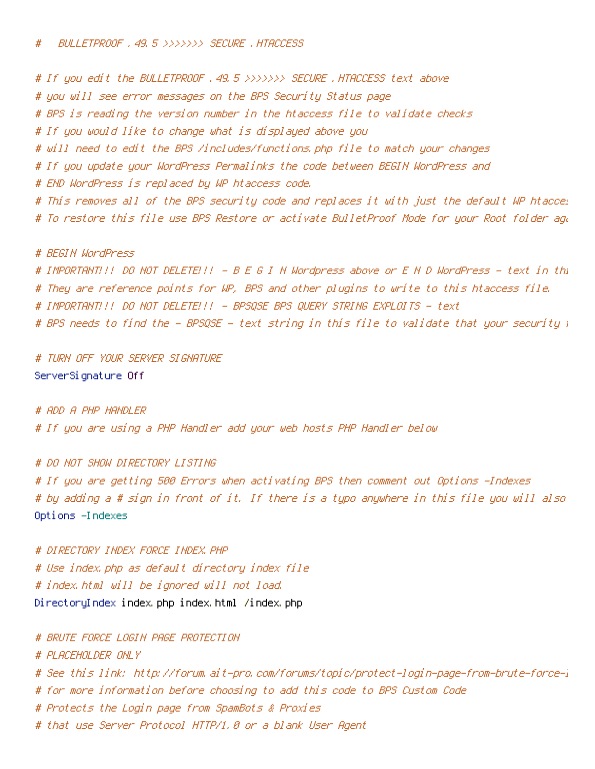```
#   BULLETPROOF .49.5 >>>>>>> SECURE .HTACCESS

# If you edit the BULLETPROOF .49.5 >>>>>>> SECURE .HTACCESS text above
# you will see error messages on the BPS Security Status page
# BPS is reading the version number in the htaccess file to validate checks
# If you would like to change what is displayed above you
# will need to edit the BPS /includes/functions.php file to match your changes
# If you update your WordPress Permalinks the code between BEGIN WordPress and
# END WordPress is replaced by WP htaccess code.
# This removes all of the BPS security code and replaces it with just the default WP htacce
# To restore this file use BPS Restore or activate BulletProof Mode for your Root folder ag

# BEGIN WordPress
# IMPORTANT!!! DO NOT DELETE!!! - B E G I N Wordpress above or E N D WordPress - text in th
# They are reference points for WP, BPS and other plugins to write to this htaccess file.
# IMPORTANT!!! DO NOT DELETE!!! - BPSQSE BPS QUERY STRING EXPLOITS - text
# BPS needs to find the - BPSQSE - text string in this file to validate that your security

# TURN OFF YOUR SERVER SIGNATURE
ServerSignature Off

# ADD A PHP HANDLER
# If you are using a PHP Handler add your web hosts PHP Handler below

# DO NOT SHOW DIRECTORY LISTING
# If you are getting 500 Errors when activating BPS then comment out Options -Indexes
# by adding a # sign in front of it. If there is a typo anywhere in this file you will also
Options -Indexes

# DIRECTORY INDEX FORCE INDEX.PHP
# Use index.php as default directory index file
# index.html will be ignored will not load.
DirectoryIndex index.php index.html /index.php

# BRUTE FORCE LOGIN PAGE PROTECTION
# PLACEHOLDER ONLY
# See this link: http://forum.ait-pro.com/forums/topic/protect-login-page-from-brute-force-
# for more information before choosing to add this code to BPS Custom Code
# Protects the Login page from SpamBots & Proxies
# that use Server Protocol HTTP/1.0 or a blank User Agent
```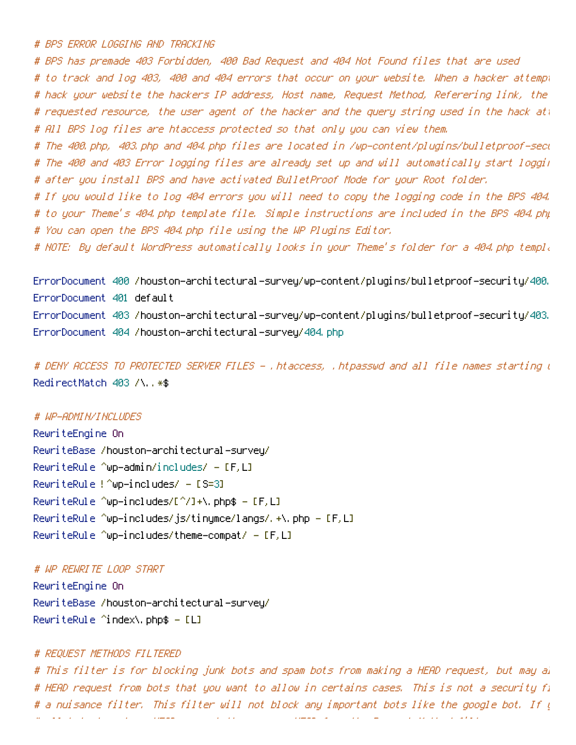```
# BPS ERROR LOGGING AND TRACKING
# BPS has premade 403 Forbidden, 400 Bad Request and 404 Not Found files that are used
# to track and log 403, 400 and 404 errors that occur on your website. When a hacker attempt
# hack your website the hackers IP address, Host name, Request Method, Refering link, the
# requested resource, the user agent of the hacker and the query string used in the hack at
# All BPS log files are htaccess protected so that only you can view them.
# The 400.php, 403.php and 404.php files are located in /wp-content/plugins/bulletproof-secu
# The 400 and 403 Error logging files are already set up and will automatically start loggi
# after you install BPS and have activated BulletProof Mode for your Root folder.
# If you would like to log 404 errors you will need to copy the logging code in the BPS 404.
# to your Theme's 404.php template file. Simple instructions are included in the BPS 404.php
# You can open the BPS 404.php file using the WP Plugins Editor.
# NOTE: By default WordPress automatically looks in your Theme's folder for a 404.php templa

ErrorDocument 400 /houston-architectural-survey/wp-content/plugins/bulletproof-security/400.
ErrorDocument 401 default
ErrorDocument 403 /houston-architectural-survey/wp-content/plugins/bulletproof-security/403.
ErrorDocument 404 /houston-architectural-survey/404.php

# DENY ACCESS TO PROTECTED SERVER FILES - .htaccess, .htpasswd and all file names starting w
RedirectMatch 403 /\..*$

# WP-ADMIN/INCLUDES
RewriteEngine On
RewriteBase /houston-architectural-survey/
RewriteRule ^wp-admin/includes/ - [F,L]
RewriteRule !^wp-includes/ - [S=3]
RewriteRule ^wp-includes/[^/]+\.php$ - [F,L]
RewriteRule ^wp-includes/js/tinymce/langs/.+\.php - [F,L]
RewriteRule ^wp-includes/theme-compat/ - [F,L]

# WP REWRITE LOOP START
RewriteEngine On
RewriteBase /houston-architectural-survey/
RewriteRule ^index\.php$ - [L]

# REQUEST METHODS FILTERED
# This filter is for blocking junk bots and spam bots from making a HEAD request, but may al
# HEAD request from bots that you want to allow in certains cases. This is not a security fi
# a nuisance filter. This filter will not block any important bots like the google bot. If y
```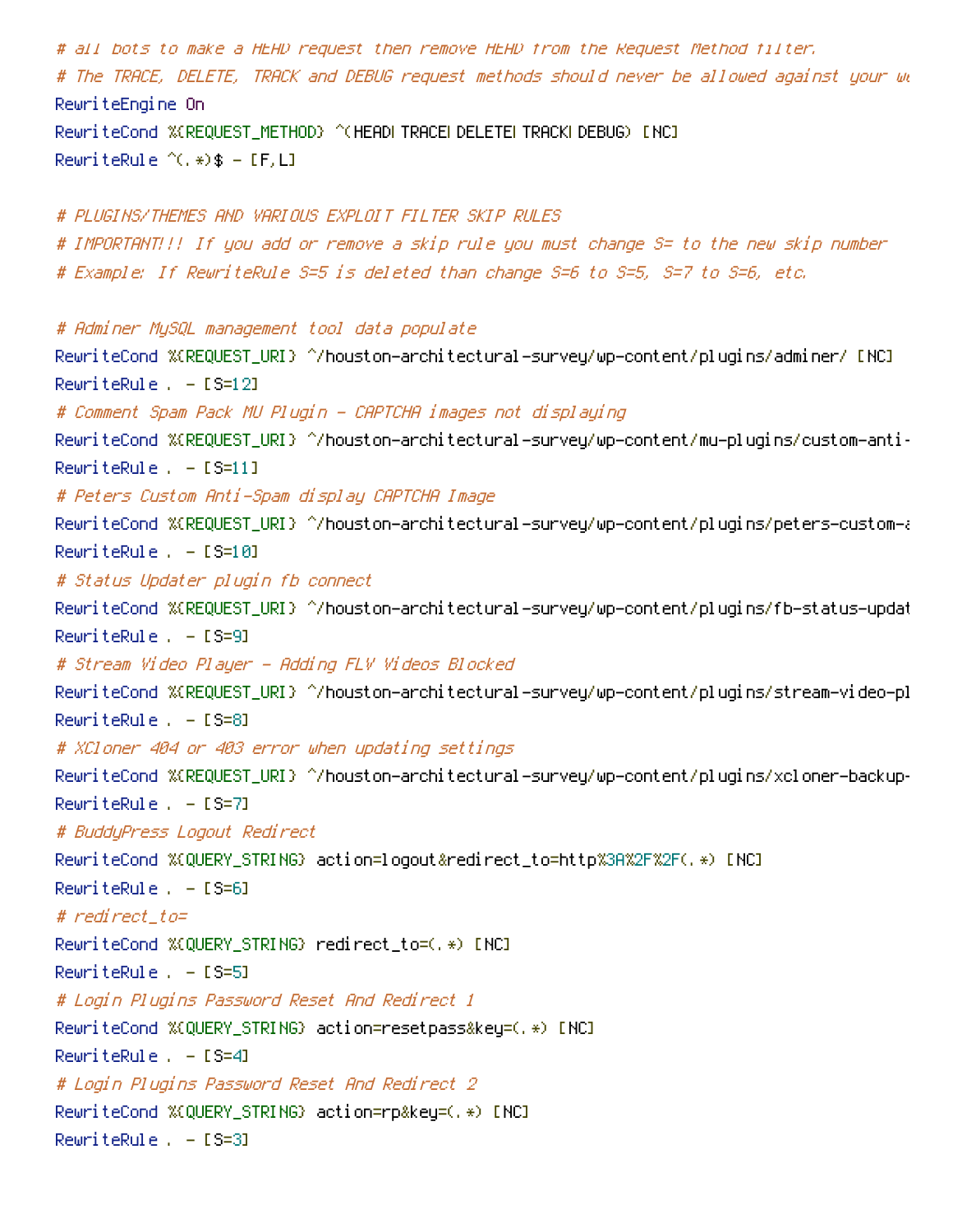```
# all bots to make a HEAD request then remove HEAD from the Request Method filter.
# The TRACE, DELETE, TRACK and DEBUG request methods should never be allowed against your we
RewriteEngine On
RewriteCond %{REQUEST_METHOD} ^(HEAD|TRACE|DELETE|TRACK|DEBUG) [NC]
RewriteRule ^(.*)$ - [F,L]

# PLUGINS/THEMES AND VARIOUS EXPLOIT FILTER SKIP RULES
# IMPORTANT!!! If you add or remove a skip rule you must change S= to the new skip number
# Example: If RewriteRule S=5 is deleted than change S=6 to S=5, S=7 to S=6, etc.

# Adminer MySQL management tool data populate
RewriteCond %{REQUEST_URI} ^/houston-architectural-survey/wp-content/plugins/adminer/ [NC]
RewriteRule . - [S=12]
# Comment Spam Pack MU Plugin - CAPTCHA images not displaying
RewriteCond %{REQUEST_URI} ^/houston-architectural-survey/wp-content/mu-plugins/custom-anti-
RewriteRule . - [S=11]
# Peters Custom Anti-Spam display CAPTCHA Image
RewriteCond %{REQUEST_URI} ^/houston-architectural-survey/wp-content/plugins/peters-custom-a
RewriteRule . - [S=10]
# Status Updater plugin fb connect
RewriteCond %{REQUEST_URI} ^/houston-architectural-survey/wp-content/plugins/fb-status-updat
RewriteRule . - [S=9]
# Stream Video Player - Adding FLV Videos Blocked
RewriteCond %{REQUEST_URI} ^/houston-architectural-survey/wp-content/plugins/stream-video-pl
RewriteRule . - [S=8]
# XCloner 404 or 403 error when updating settings
RewriteCond %{REQUEST_URI} ^/houston-architectural-survey/wp-content/plugins/xcloner-backup-
RewriteRule . - [S=7]
# BuddyPress Logout Redirect
RewriteCond %{QUERY_STRING} action=logout&redirect_to=http%3A%2F%2F(.*) [NC]
RewriteRule . - [S=6]
# redirect_to=
RewriteCond %{QUERY_STRING} redirect_to=(.*) [NC]
RewriteRule . - [S=5]
# Login Plugins Password Reset And Redirect 1
RewriteCond %{QUERY_STRING} action=resetpass&key=(.*) [NC]
RewriteRule . - [S=4]
# Login Plugins Password Reset And Redirect 2
RewriteCond %{QUERY_STRING} action=rp&key=(.*) [NC]
RewriteRule . - [S=3]
```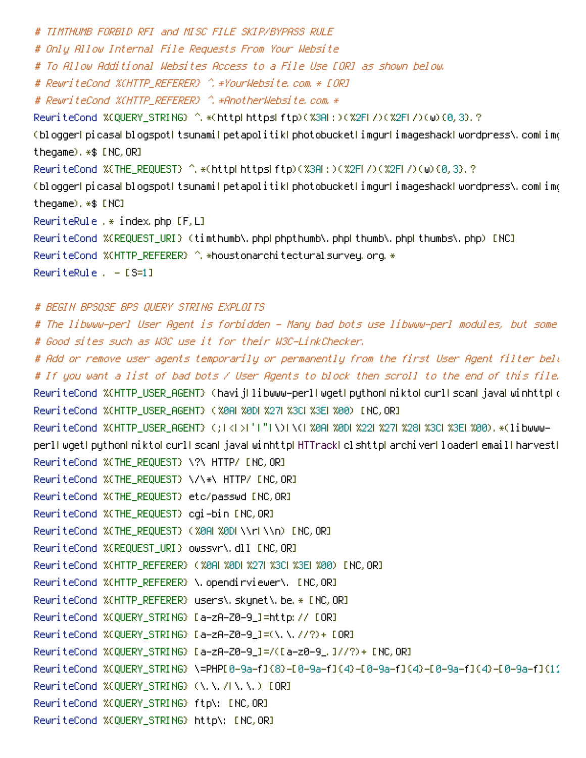```
# TIMTHUMB FORBID RFI and MISC FILE SKIP/BYPASS RULE
# Only Allow Internal File Requests From Your Website
# To Allow Additional Websites Access to a File Use [OR] as shown below.
# RewriteCond %{HTTP_REFERER} ^.*YourWebsite.com.* [OR]
# RewriteCond %{HTTP_REFERER} ^.*AnotherWebsite.com.*
RewriteCond %{QUERY_STRING} ^.*(http|https|ftp)(%3A|:)(%2F|/)(%2F|/)(w){0,3}.?
(blogger|picasa|blogspot|tsunami|petapolitik|photobucket|imgur|imageshack|wordpress\.com|img
thegame).*$ [NC,OR]
RewriteCond %{THE_REQUEST} ^.*(http|https|ftp)(%3A|:)(%2F|/)(%2F|/)(w){0,3}.?
(blogger|picasa|blogspot|tsunami|petapolitik|photobucket|imgur|imageshack|wordpress\.com|img
thegame).*$ [NC]
RewriteRule .* index.php [F,L]
RewriteCond %{REQUEST_URI} (timthumb\.php|phpthumb\.php|thumb\.php|thumbs\.php) [NC]
RewriteCond %{HTTP_REFERER} ^.*houstonarchitecturalsurvey.org.*
RewriteRule . - [S=1]

# BEGIN BPSQSE BPS QUERY STRING EXPLOITS
# The libwww-perl User Agent is forbidden - Many bad bots use libwww-perl modules, but some
# Good sites such as W3C use it for their W3C-LinkChecker.
# Add or remove user agents temporarily or permanently from the first User Agent filter belo
# If you want a list of bad bots / User Agents to block then scroll to the end of this file.
RewriteCond %{HTTP_USER_AGENT} (havij|libwww-perl|wget|python|nikto|curl|scan|java|winhttp|c
RewriteCond %{HTTP_USER_AGENT} (%0A|%0D|%27|%3C|%3E|%00) [NC,OR]
RewriteCond %{HTTP_USER_AGENT} (;|<|>|'|"|\)|\(|%0A|%0D|%22|%27|%28|%3C|%3E|%00).*(libwww-
perl|wget|python|nikto|curl|scan|java|winhttp|HTTrack|clshttp|archiver|loader|email|harvest|
RewriteCond %{THE_REQUEST} \?\ HTTP/ [NC,OR]
RewriteCond %{THE_REQUEST} \/\*\ HTTP/ [NC,OR]
RewriteCond %{THE_REQUEST} etc/passwd [NC,OR]
RewriteCond %{THE_REQUEST} cgi-bin [NC,OR]
RewriteCond %{THE_REQUEST} (%0A|%0D|\\r|\\n) [NC,OR]
RewriteCond %{REQUEST_URI} owssvr\.dll [NC,OR]
RewriteCond %{HTTP_REFERER} (%0A|%0D|%27|%3C|%3E|%00) [NC,OR]
RewriteCond %{HTTP_REFERER} \.opendirviewer\. [NC,OR]
RewriteCond %{HTTP_REFERER} users\.skynet\.be.* [NC,OR]
RewriteCond %{QUERY_STRING} [a-zA-Z0-9_]=http:// [OR]
RewriteCond %{QUERY_STRING} [a-zA-Z0-9_]=(\.\.//?)+ [OR]
RewriteCond %{QUERY_STRING} [a-zA-Z0-9_]=/([a-z0-9_.]//?)+ [NC,OR]
RewriteCond %{QUERY_STRING} \=PHP[0-9a-f]{8}-[0-9a-f]{4}-[0-9a-f]{4}-[0-9a-f]{4}-[0-9a-f]{1
RewriteCond %{QUERY_STRING} (\.\./|\.\.) [OR]
RewriteCond %{QUERY_STRING} ftp\: [NC,OR]
RewriteCond %{QUERY_STRING} http\: [NC,OR]
```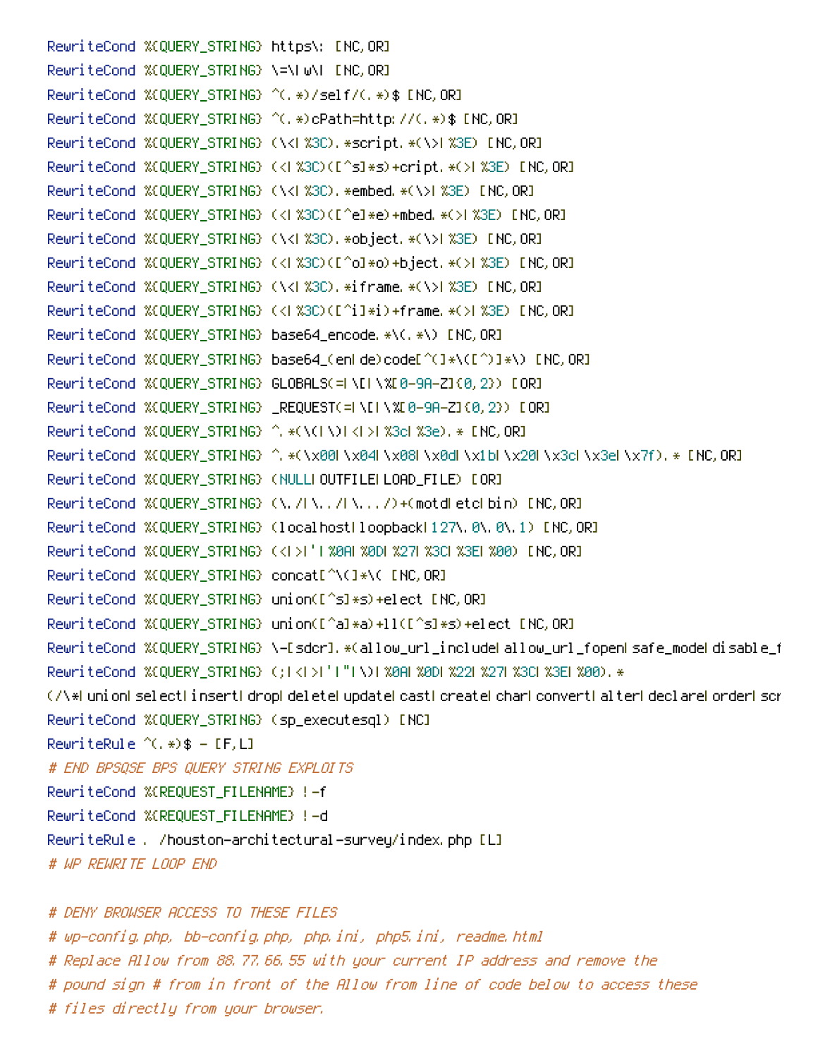```
RewriteCond %{QUERY_STRING} https\: [NC,OR]
RewriteCond %{QUERY_STRING} \=\|w\| [NC,OR]
RewriteCond %{QUERY_STRING} ^(.*)/self/(.*)$ [NC,OR]
RewriteCond %{QUERY_STRING} ^(.*)cPath=http://(.*)$ [NC,OR]
RewriteCond %{QUERY_STRING} (\<|%3C).*script.*(\>|%3E) [NC,OR]
RewriteCond %{QUERY_STRING} (<|%3C)([^s]*s)+cript.*(>|%3E) [NC,OR]
RewriteCond %{QUERY_STRING} (\<|%3C).*embed.*(\>|%3E) [NC,OR]
RewriteCond %{QUERY_STRING} (<|%3C)([^e]*e)+mbed.*(>|%3E) [NC,OR]
RewriteCond %{QUERY_STRING} (\<|%3C).*object.*(\>|%3E) [NC,OR]
RewriteCond %{QUERY_STRING} (<|%3C)([^o]*o)+bject.*(>|%3E) [NC,OR]
RewriteCond %{QUERY_STRING} (\<|%3C).*iframe.*(\>|%3E) [NC,OR]
RewriteCond %{QUERY_STRING} (<|%3C)([^i]*i)+frame.*(>|%3E) [NC,OR]
RewriteCond %{QUERY_STRING} base64_encode.*\(.*\) [NC,OR]
RewriteCond %{QUERY_STRING} base64_(en|de)code[^(]*\([^)]*\) [NC,OR]
RewriteCond %{QUERY_STRING} GLOBALS(=|\[|\%[0-9A-Z]{0,2}) [OR]
RewriteCond %{QUERY_STRING} _REQUEST(=|\[|\%[0-9A-Z]{0,2}) [OR]
RewriteCond %{QUERY_STRING} ^.*(\(|\)|<|>|%3c|%3e).* [NC,OR]
RewriteCond %{QUERY_STRING} ^.*(\x00|\x04|\x08|\x0d|\x1b|\x20|\x3c|\x3e|\x7f).* [NC,OR]
RewriteCond %{QUERY_STRING} (NULL|OUTFILE|LOAD_FILE) [OR]
RewriteCond %{QUERY_STRING} (\./|\../|\.../)+(motd|etc|bin) [NC,OR]
RewriteCond %{QUERY_STRING} (localhost|loopback|127\.0\.0\.1) [NC,OR]
RewriteCond %{QUERY_STRING} (<|>|'|%0A|%0D|%27|%3C|%3E|%00) [NC,OR]
RewriteCond %{QUERY_STRING} concat[^\(]*\( [NC,OR]
RewriteCond %{QUERY_STRING} union([^s]*s)+elect [NC,OR]
RewriteCond %{QUERY_STRING} union([^a]*a)+ll([^s]*s)+elect [NC,OR]
RewriteCond %{QUERY_STRING} \-[sdcr].*(allow_url_include|allow_url_fopen|safe_mode|disable_f
RewriteCond %{QUERY_STRING} (;|<|>|'|"|\)|%0A|%0D|%22|%27|%3C|%3E|%00).*
(/\*|union|select|insert|drop|delete|update|cast|create|char|convert|alter|declare|order|scr
RewriteCond %{QUERY_STRING} (sp_executesql) [NC]
RewriteRule ^(.*)$ - [F,L]
# END BPSQSE BPS QUERY STRING EXPLOITS
RewriteCond %{REQUEST_FILENAME} !-f
RewriteCond %{REQUEST_FILENAME} !-d
RewriteRule . /houston-architectural-survey/index.php [L]
# WP REWRITE LOOP END

# DENY BROWSER ACCESS TO THESE FILES
# wp-config.php, bb-config.php, php.ini, php5.ini, readme.html
# Replace Allow from 88.77.66.55 with your current IP address and remove the
# pound sign # from in front of the Allow from line of code below to access these
# files directly from your browser.
```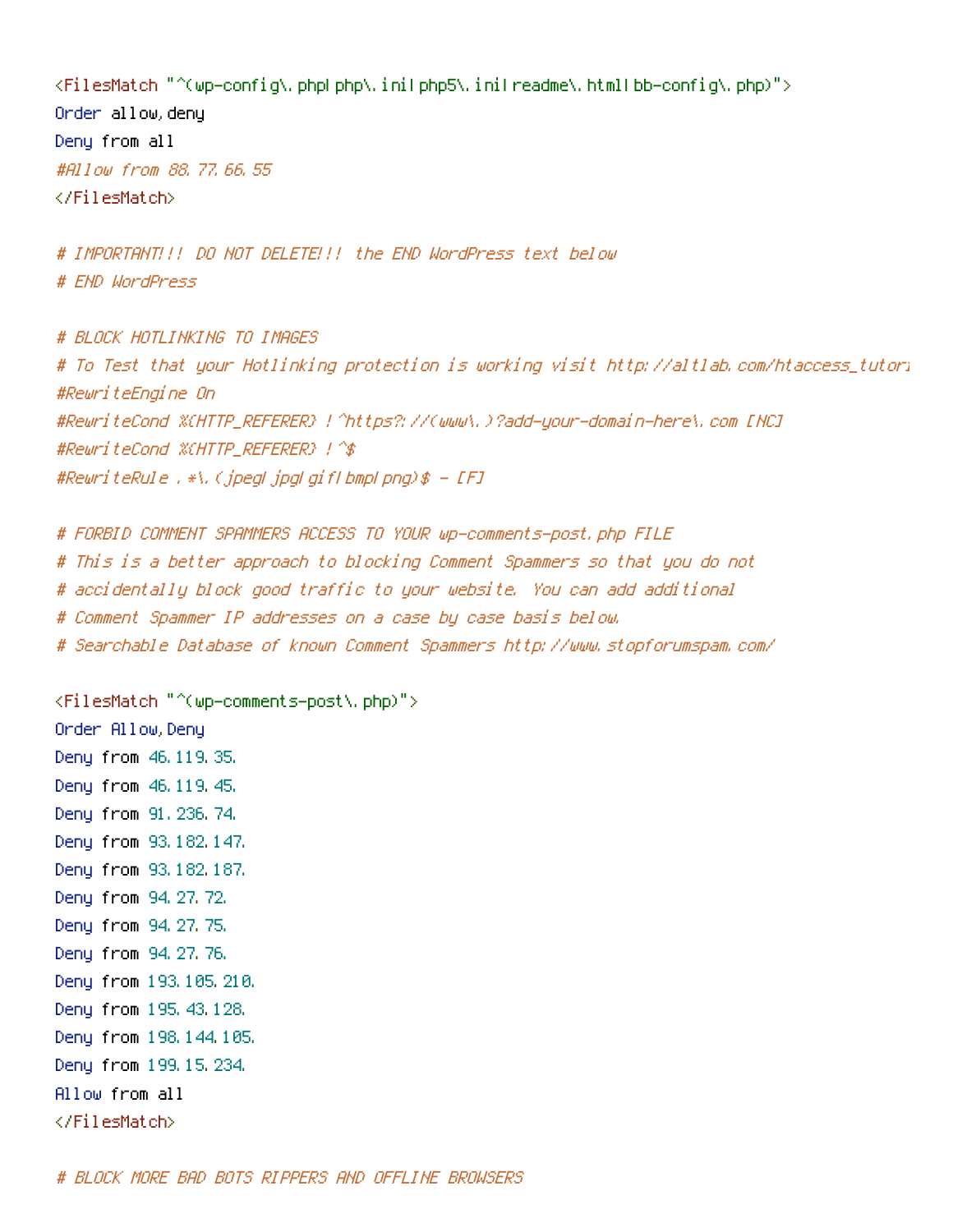```
<FilesMatch "^(wp-config\.php|php\.ini|php5\.ini|readme\.html|bb-config\.php)">
Order allow,deny
Deny from all
#Allow from 88.77.66.55
</FilesMatch>

# IMPORTANT!!! DO NOT DELETE!!! the END WordPress text below
# END WordPress

# BLOCK HOTLINKING TO IMAGES
# To Test that your Hotlinking protection is working visit http://altlab.com/htaccess_tutori
#RewriteEngine On
#RewriteCond %{HTTP_REFERER} !^https?://(www\.)?add-your-domain-here\.com [NC]
#RewriteCond %{HTTP_REFERER} !^$
#RewriteRule .*\.(jpeg|jpg|gif|bmp|png)$ - [F]

# FORBID COMMENT SPAMMERS ACCESS TO YOUR wp-comments-post.php FILE
# This is a better approach to blocking Comment Spammers so that you do not
# accidentally block good traffic to your website. You can add additional
# Comment Spammer IP addresses on a case by case basis below.
# Searchable Database of known Comment Spammers http://www.stopforumspam.com/

<FilesMatch "^(wp-comments-post\.php)">
Order Allow,Deny
Deny from 46.119.35.
Deny from 46.119.45.
Deny from 91.236.74.
Deny from 93.182.147.
Deny from 93.182.187.
Deny from 94.27.72.
Deny from 94.27.75.
Deny from 94.27.76.
Deny from 193.105.210.
Deny from 195.43.128.
Deny from 198.144.105.
Deny from 199.15.234.
Allow from all
</FilesMatch>

# BLOCK MORE BAD BOTS RIPPERS AND OFFLINE BROWSERS
```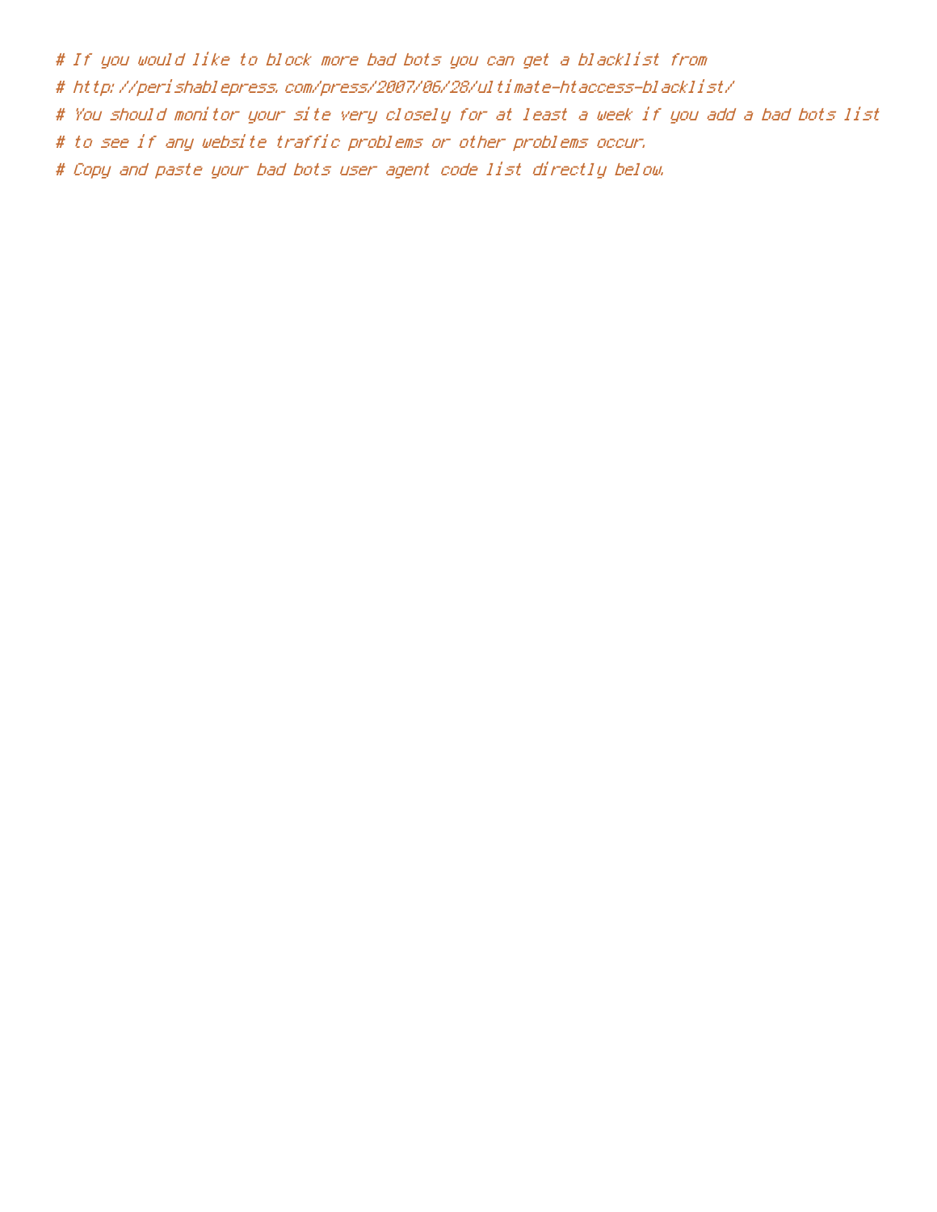```
# If you would like to block more bad bots you can get a blacklist from
# http://perishablepress.com/press/2007/06/28/ultimate-htaccess-blacklist/
# You should monitor your site very closely for at least a week if you add a bad bots list
# to see if any website traffic problems or other problems occur.
# Copy and paste your bad bots user agent code list directly below.
```